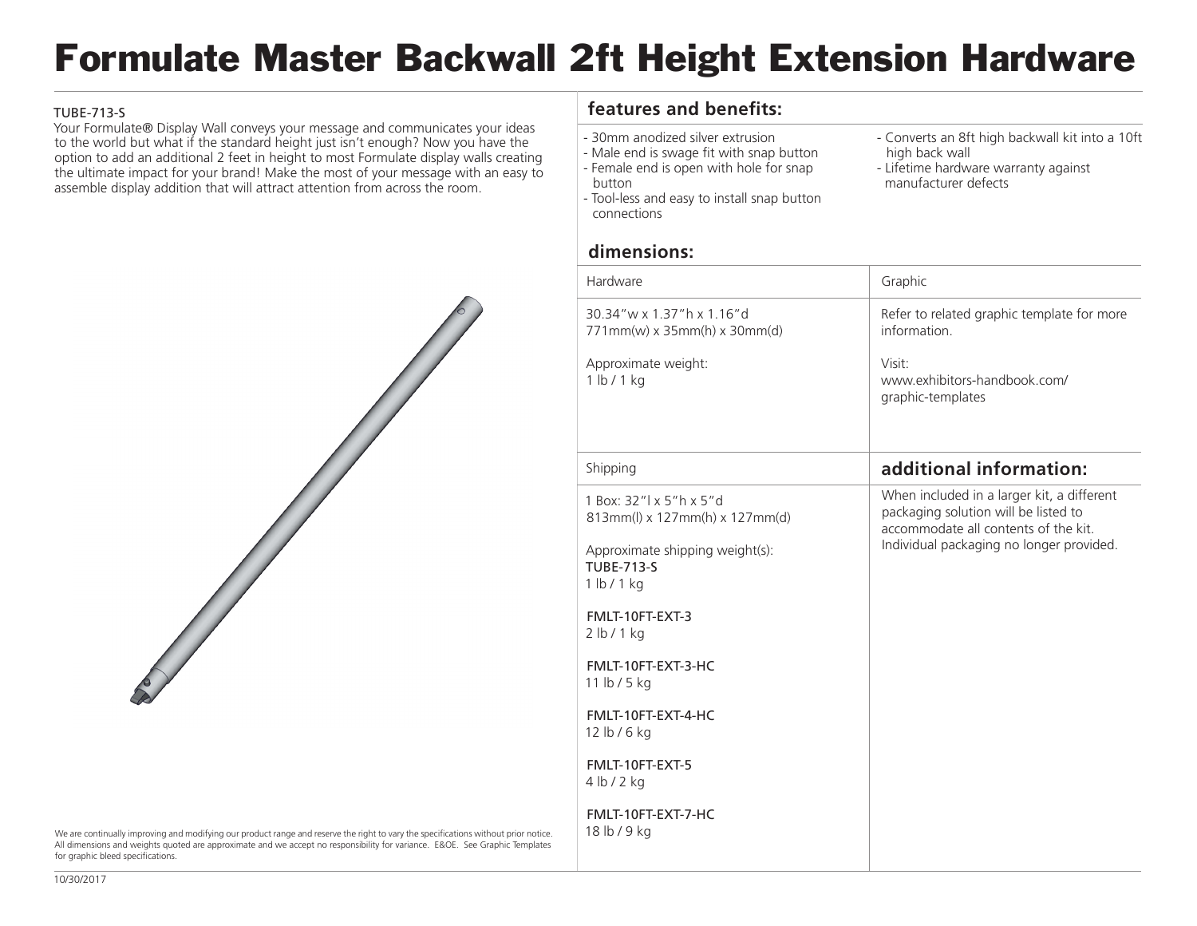# Formulate Master Backwall 2ft Height Extension Hardware

TUBE-713-S

Your Formulate® Display Wall conveys your message and communicates your ideas to the world but what if the standard height just isn't enough? Now you have the option to add an additional 2 feet in height to most Formulate display walls creating the ultimate impact for your brand! Make the most of your message with an easy to assemble display addition that will attract attention from across the room.

## features and benefits:

- 30mm anodized silver extrusion
- Male end is swage fit with snap button
- Female end is open with hole for snap button
- Tool-less and easy to install snap button connections
- Converts an 8ft high backwall kit into a 10ft high back wall
- Lifetime hardware warranty against manufacturer defects

## dimensions:

| Hardware | Graphic |
|---|---|
| 30.34"w x 1.37"h x 1.16"d<br>771mm(w) x 35mm(h) x 30mm(d)<br><br>Approximate weight:<br>1 lb / 1 kg | Refer to related graphic template for more information.<br><br>Visit:<br>www.exhibitors-handbook.com/graphic-templates |

| Shipping |
|---|
| 1 Box: 32"l x 5"h x 5"d<br>813mm(l) x 127mm(h) x 127mm(d)<br><br>Approximate shipping weight(s):<br>TUBE-713-S<br>1 lb / 1 kg<br><br>FMLT-10FT-EXT-3<br>2 lb / 1 kg<br><br>FMLT-10FT-EXT-3-HC<br>11 lb / 5 kg<br><br>FMLT-10FT-EXT-4-HC<br>12 lb / 6 kg<br><br>FMLT-10FT-EXT-5<br>4 lb / 2 kg<br><br>FMLT-10FT-EXT-7-HC<br>18 lb / 9 kg |

## additional information:

When included in a larger kit, a different packaging solution will be listed to accommodate all contents of the kit. Individual packaging no longer provided.

We are continually improving and modifying our product range and reserve the right to vary the specifications without prior notice. All dimensions and weights quoted are approximate and we accept no responsibility for variance. E&OE. See Graphic Templates for graphic bleed specifications.

10/30/2017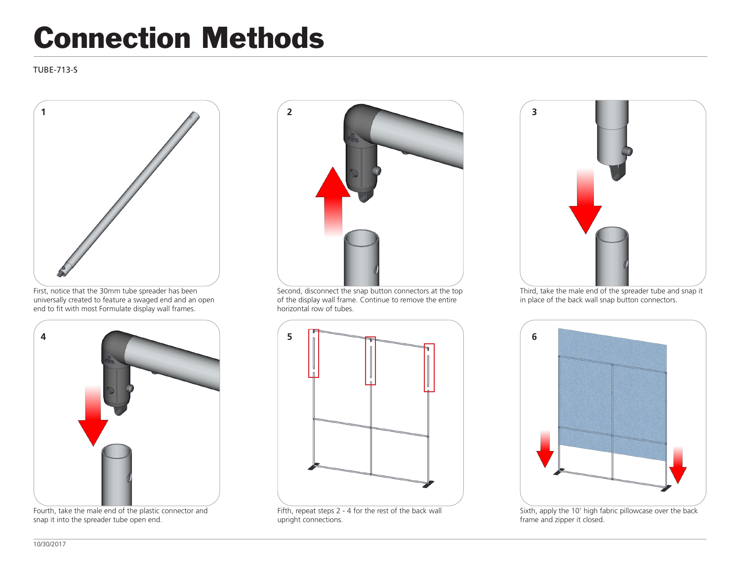# Connection Methods

TUBE-713-S

**1**

First, notice that the 30mm tube spreader has been universally created to feature a swaged end and an open end to fit with most Formulate display wall frames.

**2**

Second, disconnect the snap button connectors at the top of the display wall frame. Continue to remove the entire horizontal row of tubes.

**3**

Third, take the male end of the spreader tube and snap it in place of the back wall snap button connectors.

**4**

Fourth, take the male end of the plastic connector and snap it into the spreader tube open end.

**5**

Fifth, repeat steps 2 - 4 for the rest of the back wall upright connections.

**6**

Sixth, apply the 10’ high fabric pillowcase over the back frame and zipper it closed.

10/30/2017